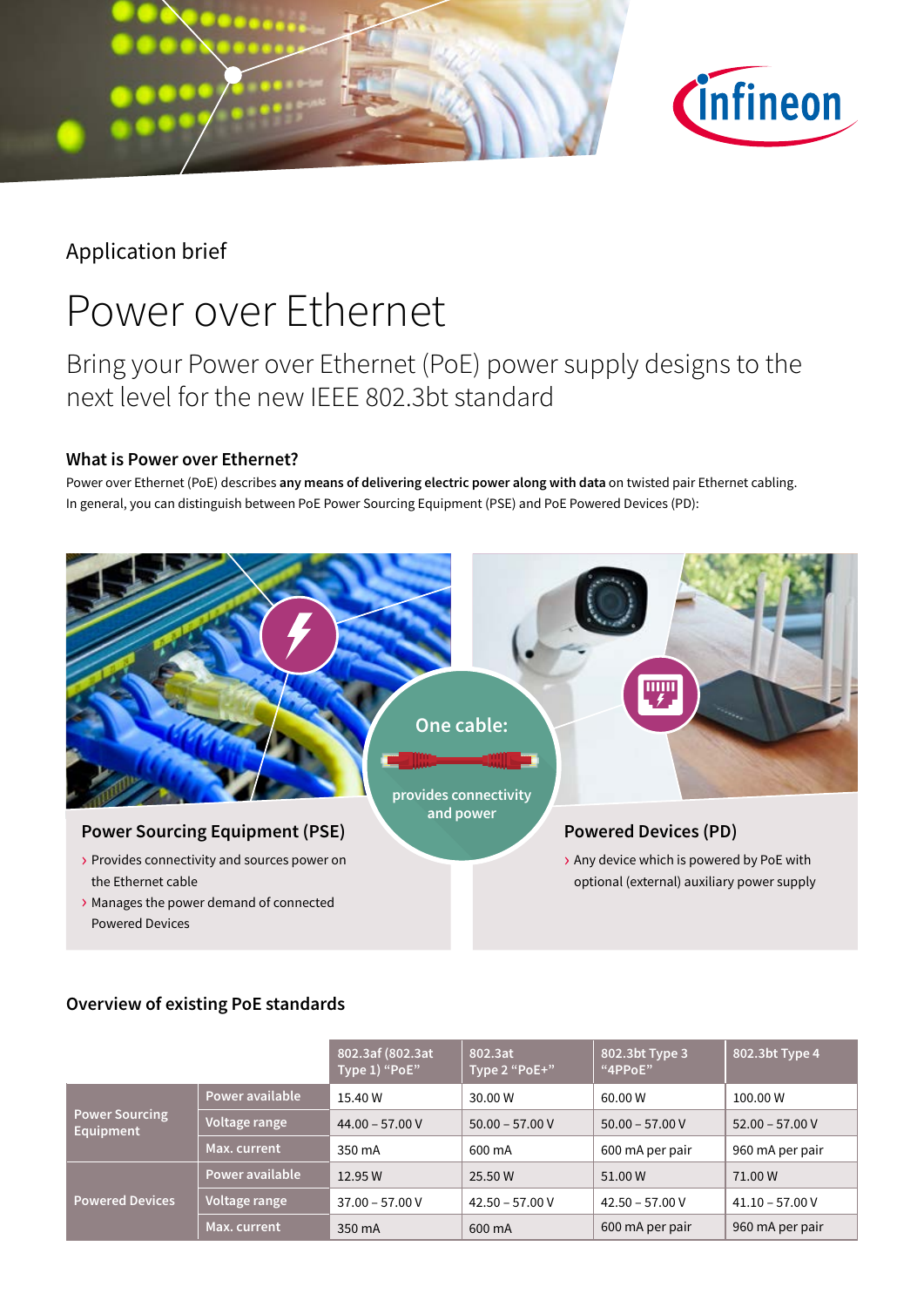Application brief

# Power over Ethernet

## Bring your Power over Ethernet (PoE) power supply designs to the next level for the new IEEE 802.3bt standard

### What is Power over Ethernet?

Power over Ethernet (PoE) describes **any means of delivering electric power along with data** on twisted pair Ethernet cabling. In general, you can distinguish between PoE Power Sourcing Equipment (PSE) and PoE Powered Devices (PD):

One cable: provides connectivity and power

#### Power Sourcing Equipment (PSE)

- Provides connectivity and sources power on the Ethernet cable
- Manages the power demand of connected Powered Devices

#### Powered Devices (PD)

- Any device which is powered by PoE with optional (external) auxiliary power supply

### Overview of existing PoE standards

| | | 802.3af (802.3at Type 1) "PoE" | 802.3at Type 2 "PoE+" | 802.3bt Type 3 "4PPoE" | 802.3bt Type 4 |
|---|---|---|---|---|---|
| Power Sourcing Equipment | Power available | 15.40 W | 30.00 W | 60.00 W | 100.00 W |
| | Voltage range | 44.00 – 57.00 V | 50.00 – 57.00 V | 50.00 – 57.00 V | 52.00 – 57.00 V |
| | Max. current | 350 mA | 600 mA | 600 mA per pair | 960 mA per pair |
| Powered Devices | Power available | 12.95 W | 25.50 W | 51.00 W | 71.00 W |
| | Voltage range | 37.00 – 57.00 V | 42.50 – 57.00 V | 42.50 – 57.00 V | 41.10 – 57.00 V |
| | Max. current | 350 mA | 600 mA | 600 mA per pair | 960 mA per pair |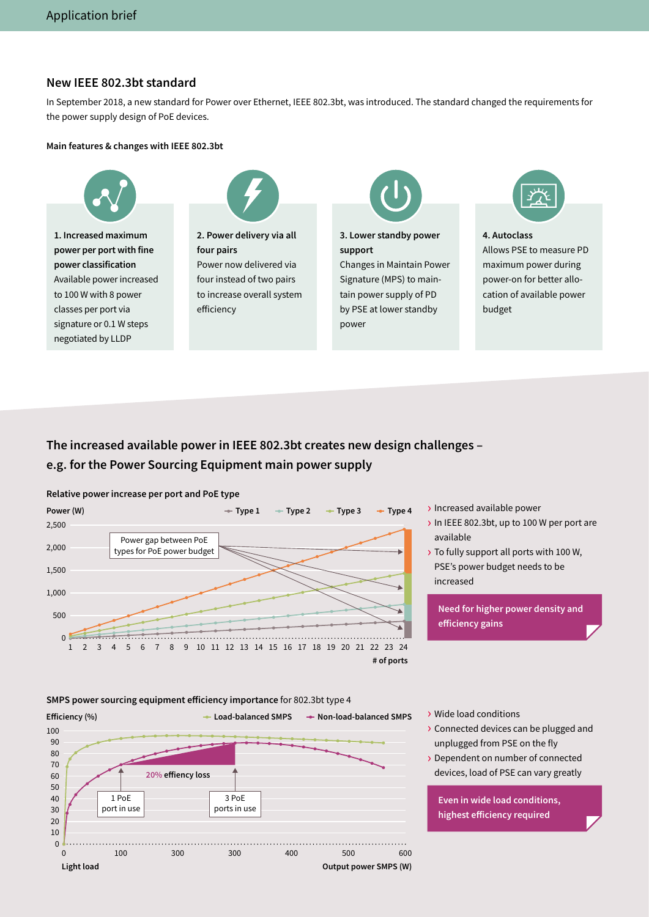## New IEEE 802.3bt standard

In September 2018, a new standard for Power over Ethernet, IEEE 802.3bt, was introduced. The standard changed the requirements for the power supply design of PoE devices.

**Main features & changes with IEEE 802.3bt**

**1. Increased maximum power per port with fine power classification**
Available power increased to 100 W with 8 power classes per port via signature or 0.1 W steps negotiated by LLDP

**2. Power delivery via all four pairs**
Power now delivered via four instead of two pairs to increase overall system efficiency

**3. Lower standby power support**
Changes in Maintain Power Signature (MPS) to maintain power supply of PD by PSE at lower standby power

**4. Autoclass**
Allows PSE to measure PD maximum power during power-on for better allocation of available power budget

## The increased available power in IEEE 802.3bt creates new design challenges – e.g. for the Power Sourcing Equipment main power supply

**Relative power increase per port and PoE type**

Power (W)

Type 1, Type 2, Type 3, Type 4

2,500
2,000
1,500
1,000
500
0

Power gap between PoE types for PoE power budget

1 2 3 4 5 6 7 8 9 10 11 12 13 14 15 16 17 18 19 20 21 22 23 24

# of ports

- Increased available power
- In IEEE 802.3bt, up to 100 W per port are available
- To fully support all ports with 100 W, PSE's power budget needs to be increased

**Need for higher power density and efficiency gains**

**SMPS power sourcing equipment efficiency importance** for 802.3bt type 4

Efficiency (%)

Load-balanced SMPS, Non-load-balanced SMPS

100
90
80
70
60
50
40
30
20
10
0

20% effiency loss

1 PoE port in use

3 PoE ports in use

0 100 300 300 400 500 600

Light load

Output power SMPS (W)

- Wide load conditions
- Connected devices can be plugged and unplugged from PSE on the fly
- Dependent on number of connected devices, load of PSE can vary greatly

**Even in wide load conditions, highest efficiency required**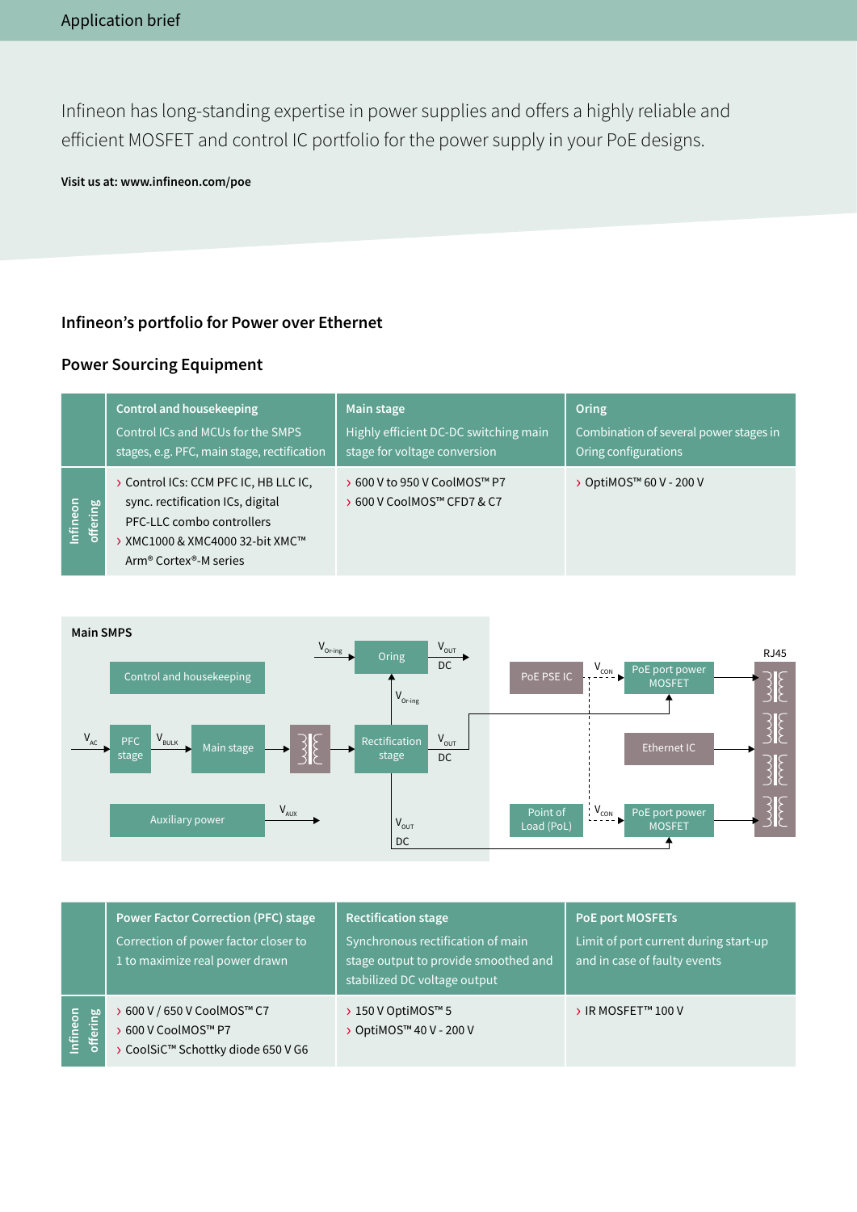Infineon has long-standing expertise in power supplies and offers a highly reliable and efficient MOSFET and control IC portfolio for the power supply in your PoE designs.

**Visit us at: www.infineon.com/poe**

## Infineon's portfolio for Power over Ethernet

### Power Sourcing Equipment

| | Control and housekeeping<br>Control ICs and MCUs for the SMPS stages, e.g. PFC, main stage, rectification | Main stage<br>Highly efficient DC-DC switching main stage for voltage conversion | Oring<br>Combination of several power stages in Oring configurations |
|---|---|---|---|
| Infineon offering | › Control ICs: CCM PFC IC, HB LLC IC, sync. rectification ICs, digital PFC-LLC combo controllers<br>› XMC1000 & XMC4000 32-bit XMC™ Arm® Cortex®-M series | › 600 V to 950 V CoolMOS™ P7<br>› 600 V CoolMOS™ CFD7 & C7 | › OptiMOS™ 60 V - 200 V |

Main SMPS

$V_{Or\text{-}ing}$ Oring $V_{OUT}$ DC

Control and housekeeping

$V_{Or\text{-}ing}$

$V_{AC}$ PFC stage $V_{BULK}$ Main stage Rectification stage $V_{OUT}$ DC

Auxiliary power $V_{AUX}$

$V_{OUT}$ DC

PoE PSE IC $V_{CON}$ PoE port power MOSFET

Ethernet IC

Point of Load (PoL) $V_{CON}$ PoE port power MOSFET

RJ45

| | Power Factor Correction (PFC) stage<br>Correction of power factor closer to 1 to maximize real power drawn | Rectification stage<br>Synchronous rectification of main stage output to provide smoothed and stabilized DC voltage output | PoE port MOSFETs<br>Limit of port current during start-up and in case of faulty events |
|---|---|---|---|
| Infineon offering | › 600 V / 650 V CoolMOS™ C7<br>› 600 V CoolMOS™ P7<br>› CoolSiC™ Schottky diode 650 V G6 | › 150 V OptiMOS™ 5<br>› OptiMOS™ 40 V - 200 V | › IR MOSFET™ 100 V |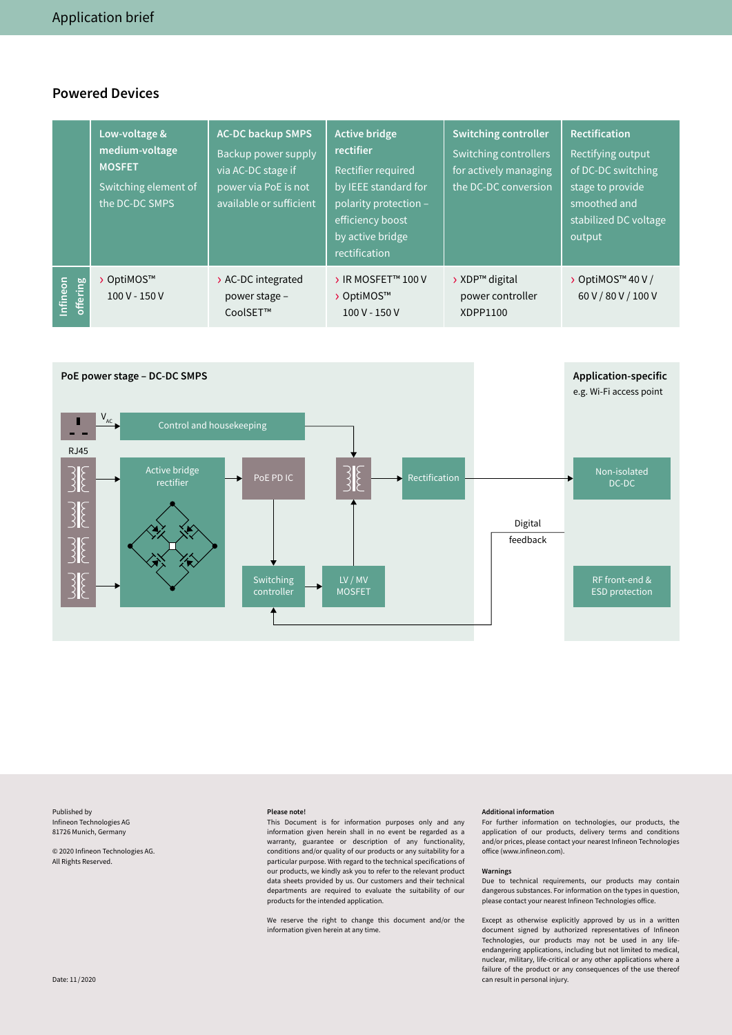## Powered Devices

| | Low-voltage & medium-voltage MOSFET<br>Switching element of the DC-DC SMPS | AC-DC backup SMPS<br>Backup power supply via AC-DC stage if power via PoE is not available or sufficient | Active bridge rectifier<br>Rectifier required by IEEE standard for polarity protection – efficiency boost by active bridge rectification | Switching controller<br>Switching controllers for actively managing the DC-DC conversion | Rectification<br>Rectifying output of DC-DC switching stage to provide smoothed and stabilized DC voltage output |
|---|---|---|---|---|---|
| Infineon offering | › OptiMOS™ 100 V - 150 V | › AC-DC integrated power stage – CoolSET™ | › IR MOSFET™ 100 V<br>› OptiMOS™ 100 V - 150 V | › XDP™ digital power controller XDPP1100 | › OptiMOS™ 40 V / 60 V / 80 V / 100 V |

PoE power stage – DC-DC SMPS

$V_{AC}$

Control and housekeeping

RJ45

Active bridge rectifier

PoE PD IC

Rectification

Switching controller

LV / MV MOSFET

Digital feedback

Application-specific
e.g. Wi-Fi access point

Non-isolated DC-DC

RF front-end & ESD protection

Published by
Infineon Technologies AG
81726 Munich, Germany

© 2020 Infineon Technologies AG.
All Rights Reserved.

Date: 11 / 2020

**Please note!**
This Document is for information purposes only and any information given herein shall in no event be regarded as a warranty, guarantee or description of any functionality, conditions and/or quality of our products or any suitability for a particular purpose. With regard to the technical specifications of our products, we kindly ask you to refer to the relevant product data sheets provided by us. Our customers and their technical departments are required to evaluate the suitability of our products for the intended application.

We reserve the right to change this document and/or the information given herein at any time.

**Additional information**
For further information on technologies, our products, the application of our products, delivery terms and conditions and/or prices, please contact your nearest Infineon Technologies office (www.infineon.com).

**Warnings**
Due to technical requirements, our products may contain dangerous substances. For information on the types in question, please contact your nearest Infineon Technologies office.

Except as otherwise explicitly approved by us in a written document signed by authorized representatives of Infineon Technologies, our products may not be used in any life-endangering applications, including but not limited to medical, nuclear, military, life-critical or any other applications where a failure of the product or any consequences of the use thereof can result in personal injury.